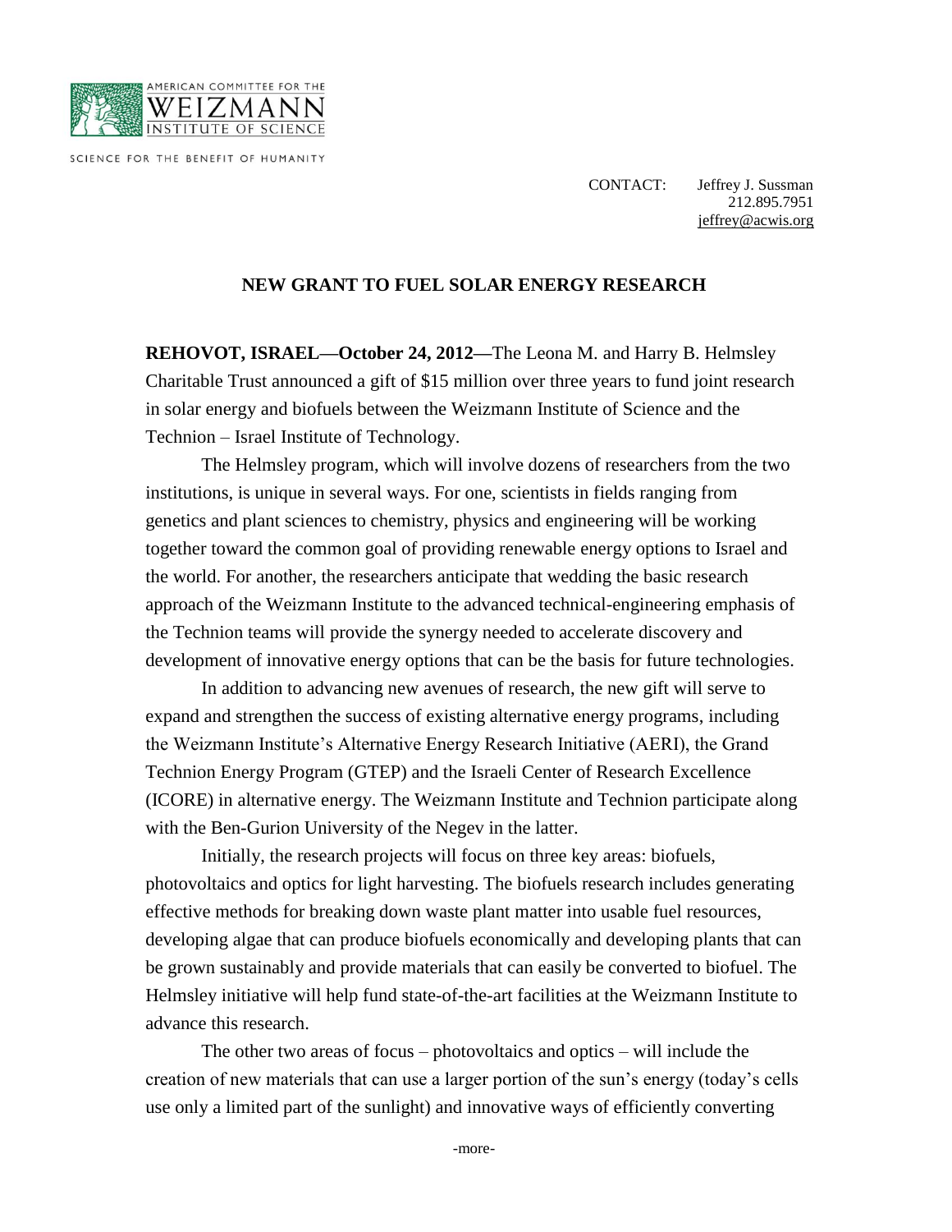AMERICAN COMMITTEE FOR THE WEIZMANN INSTITUTE OF SCIENCE

SCIENCE FOR THE BENEFIT OF HUMANITY

CONTACT: Jeffrey J. Sussman
212.895.7951
jeffrey@acwis.org

## NEW GRANT TO FUEL SOLAR ENERGY RESEARCH

**REHOVOT, ISRAEL—October 24, 2012—**The Leona M. and Harry B. Helmsley Charitable Trust announced a gift of $15 million over three years to fund joint research in solar energy and biofuels between the Weizmann Institute of Science and the Technion – Israel Institute of Technology.

The Helmsley program, which will involve dozens of researchers from the two institutions, is unique in several ways. For one, scientists in fields ranging from genetics and plant sciences to chemistry, physics and engineering will be working together toward the common goal of providing renewable energy options to Israel and the world. For another, the researchers anticipate that wedding the basic research approach of the Weizmann Institute to the advanced technical-engineering emphasis of the Technion teams will provide the synergy needed to accelerate discovery and development of innovative energy options that can be the basis for future technologies.

In addition to advancing new avenues of research, the new gift will serve to expand and strengthen the success of existing alternative energy programs, including the Weizmann Institute's Alternative Energy Research Initiative (AERI), the Grand Technion Energy Program (GTEP) and the Israeli Center of Research Excellence (ICORE) in alternative energy. The Weizmann Institute and Technion participate along with the Ben-Gurion University of the Negev in the latter.

Initially, the research projects will focus on three key areas: biofuels, photovoltaics and optics for light harvesting. The biofuels research includes generating effective methods for breaking down waste plant matter into usable fuel resources, developing algae that can produce biofuels economically and developing plants that can be grown sustainably and provide materials that can easily be converted to biofuel. The Helmsley initiative will help fund state-of-the-art facilities at the Weizmann Institute to advance this research.

The other two areas of focus – photovoltaics and optics – will include the creation of new materials that can use a larger portion of the sun's energy (today's cells use only a limited part of the sunlight) and innovative ways of efficiently converting

-more-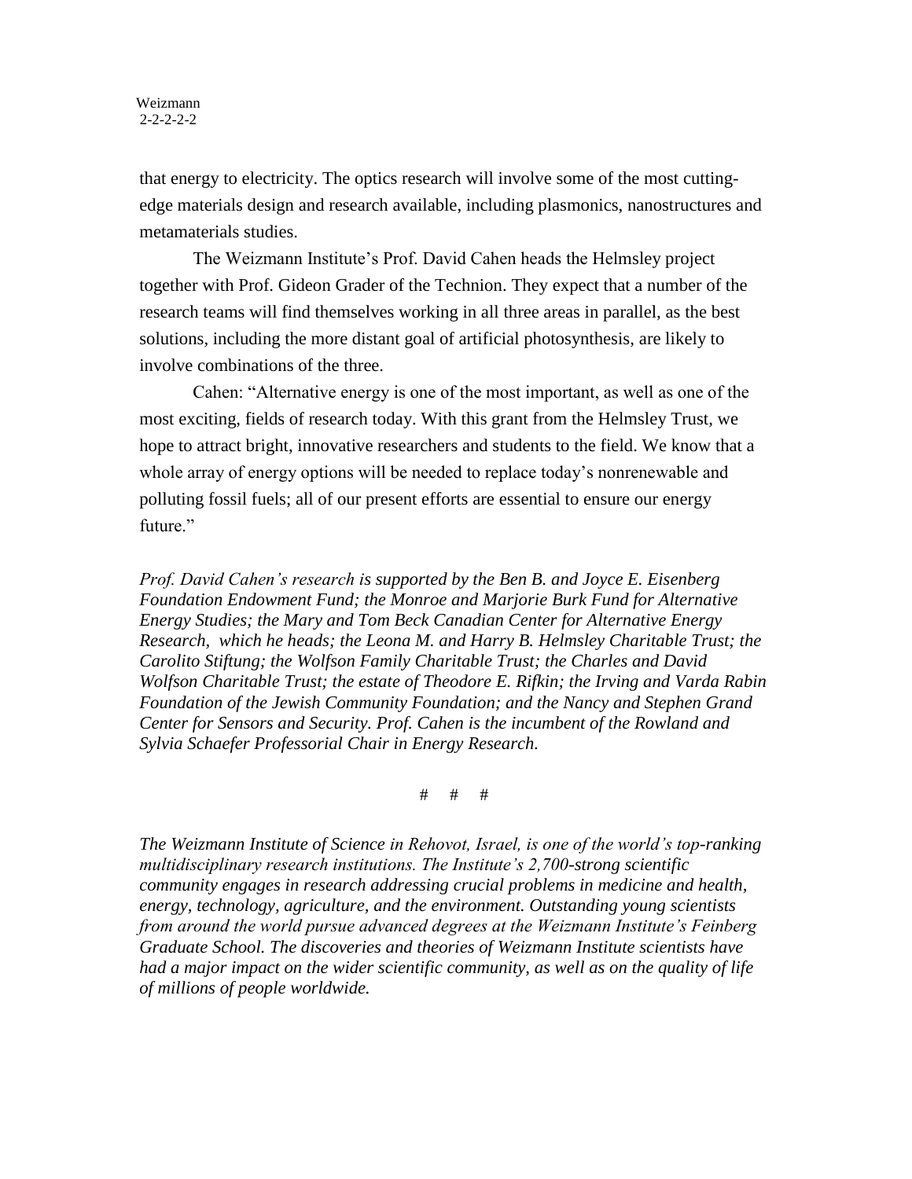that energy to electricity. The optics research will involve some of the most cutting-edge materials design and research available, including plasmonics, nanostructures and metamaterials studies.

The Weizmann Institute's Prof. David Cahen heads the Helmsley project together with Prof. Gideon Grader of the Technion. They expect that a number of the research teams will find themselves working in all three areas in parallel, as the best solutions, including the more distant goal of artificial photosynthesis, are likely to involve combinations of the three.

Cahen: "Alternative energy is one of the most important, as well as one of the most exciting, fields of research today. With this grant from the Helmsley Trust, we hope to attract bright, innovative researchers and students to the field. We know that a whole array of energy options will be needed to replace today's nonrenewable and polluting fossil fuels; all of our present efforts are essential to ensure our energy future."

*Prof. David Cahen's research is supported by the Ben B. and Joyce E. Eisenberg Foundation Endowment Fund; the Monroe and Marjorie Burk Fund for Alternative Energy Studies; the Mary and Tom Beck Canadian Center for Alternative Energy Research, which he heads; the Leona M. and Harry B. Helmsley Charitable Trust; the Carolito Stiftung; the Wolfson Family Charitable Trust; the Charles and David Wolfson Charitable Trust; the estate of Theodore E. Rifkin; the Irving and Varda Rabin Foundation of the Jewish Community Foundation; and the Nancy and Stephen Grand Center for Sensors and Security. Prof. Cahen is the incumbent of the Rowland and Sylvia Schaefer Professorial Chair in Energy Research.*

# # #

*The Weizmann Institute of Science in Rehovot, Israel, is one of the world's top-ranking multidisciplinary research institutions. The Institute's 2,700-strong scientific community engages in research addressing crucial problems in medicine and health, energy, technology, agriculture, and the environment. Outstanding young scientists from around the world pursue advanced degrees at the Weizmann Institute's Feinberg Graduate School. The discoveries and theories of Weizmann Institute scientists have had a major impact on the wider scientific community, as well as on the quality of life of millions of people worldwide.*